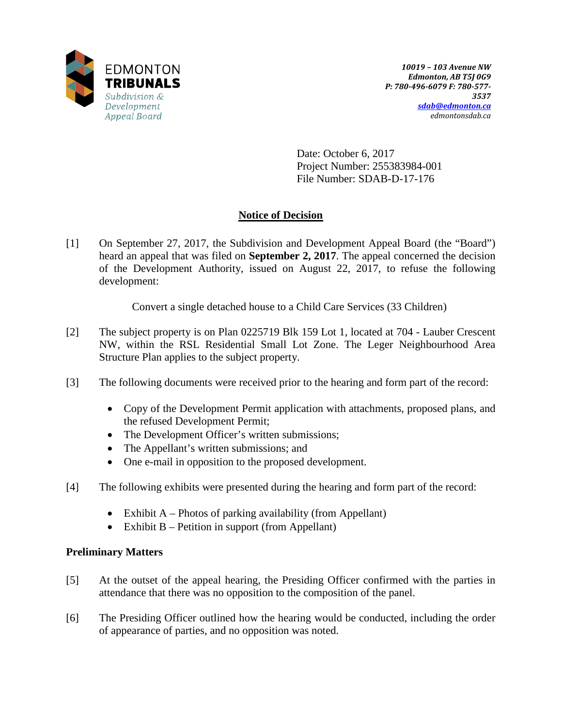EDMONTON
**TRIBUNALS**
*Subdivision & Development Appeal Board*

*10019 – 103 Avenue NW*
*Edmonton, AB T5J 0G9*
*P: 780-496-6079 F: 780-577-3537*
*sdab@edmonton.ca*
*edmontonsdab.ca*

Date: October 6, 2017
Project Number: 255383984-001
File Number: SDAB-D-17-176

## Notice of Decision

[1] On September 27, 2017, the Subdivision and Development Appeal Board (the "Board") heard an appeal that was filed on **September 2, 2017**. The appeal concerned the decision of the Development Authority, issued on August 22, 2017, to refuse the following development:

Convert a single detached house to a Child Care Services (33 Children)

[2] The subject property is on Plan 0225719 Blk 159 Lot 1, located at 704 - Lauber Crescent NW, within the RSL Residential Small Lot Zone. The Leger Neighbourhood Area Structure Plan applies to the subject property.

[3] The following documents were received prior to the hearing and form part of the record:

- Copy of the Development Permit application with attachments, proposed plans, and the refused Development Permit;
- The Development Officer's written submissions;
- The Appellant's written submissions; and
- One e-mail in opposition to the proposed development.

[4] The following exhibits were presented during the hearing and form part of the record:

- Exhibit A – Photos of parking availability (from Appellant)
- Exhibit B – Petition in support (from Appellant)

### Preliminary Matters

[5] At the outset of the appeal hearing, the Presiding Officer confirmed with the parties in attendance that there was no opposition to the composition of the panel.

[6] The Presiding Officer outlined how the hearing would be conducted, including the order of appearance of parties, and no opposition was noted.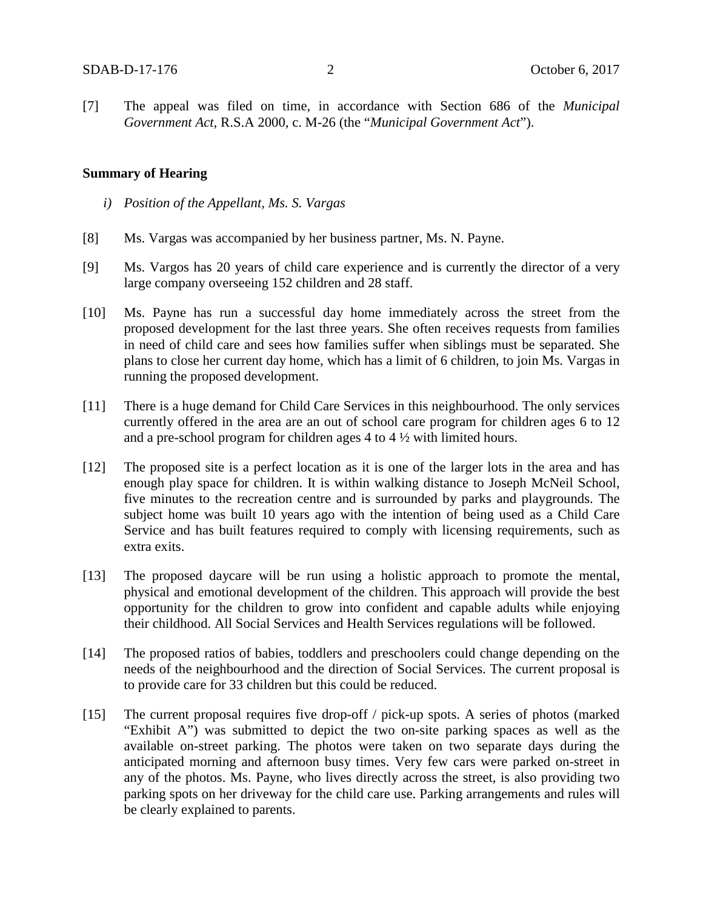[7] The appeal was filed on time, in accordance with Section 686 of the *Municipal Government Act*, R.S.A 2000, c. M-26 (the "*Municipal Government Act*").

**Summary of Hearing**

*i) Position of the Appellant, Ms. S. Vargas*

[8] Ms. Vargas was accompanied by her business partner, Ms. N. Payne.

[9] Ms. Vargos has 20 years of child care experience and is currently the director of a very large company overseeing 152 children and 28 staff.

[10] Ms. Payne has run a successful day home immediately across the street from the proposed development for the last three years. She often receives requests from families in need of child care and sees how families suffer when siblings must be separated. She plans to close her current day home, which has a limit of 6 children, to join Ms. Vargas in running the proposed development.

[11] There is a huge demand for Child Care Services in this neighbourhood. The only services currently offered in the area are an out of school care program for children ages 6 to 12 and a pre-school program for children ages 4 to 4 ½ with limited hours.

[12] The proposed site is a perfect location as it is one of the larger lots in the area and has enough play space for children. It is within walking distance to Joseph McNeil School, five minutes to the recreation centre and is surrounded by parks and playgrounds. The subject home was built 10 years ago with the intention of being used as a Child Care Service and has built features required to comply with licensing requirements, such as extra exits.

[13] The proposed daycare will be run using a holistic approach to promote the mental, physical and emotional development of the children. This approach will provide the best opportunity for the children to grow into confident and capable adults while enjoying their childhood. All Social Services and Health Services regulations will be followed.

[14] The proposed ratios of babies, toddlers and preschoolers could change depending on the needs of the neighbourhood and the direction of Social Services. The current proposal is to provide care for 33 children but this could be reduced.

[15] The current proposal requires five drop-off / pick-up spots. A series of photos (marked "Exhibit A") was submitted to depict the two on-site parking spaces as well as the available on-street parking. The photos were taken on two separate days during the anticipated morning and afternoon busy times. Very few cars were parked on-street in any of the photos. Ms. Payne, who lives directly across the street, is also providing two parking spots on her driveway for the child care use. Parking arrangements and rules will be clearly explained to parents.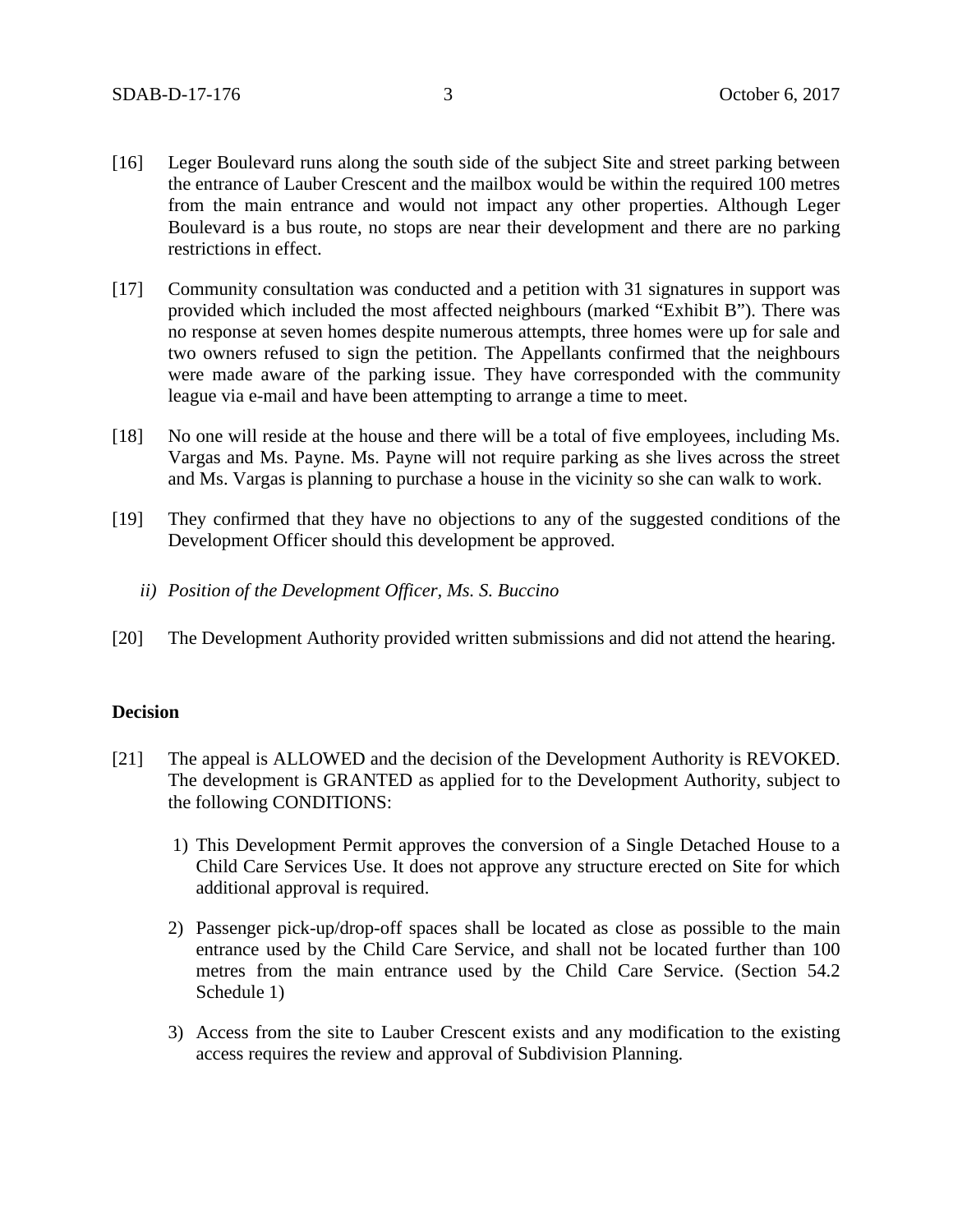[16] Leger Boulevard runs along the south side of the subject Site and street parking between the entrance of Lauber Crescent and the mailbox would be within the required 100 metres from the main entrance and would not impact any other properties. Although Leger Boulevard is a bus route, no stops are near their development and there are no parking restrictions in effect.

[17] Community consultation was conducted and a petition with 31 signatures in support was provided which included the most affected neighbours (marked "Exhibit B"). There was no response at seven homes despite numerous attempts, three homes were up for sale and two owners refused to sign the petition. The Appellants confirmed that the neighbours were made aware of the parking issue. They have corresponded with the community league via e-mail and have been attempting to arrange a time to meet.

[18] No one will reside at the house and there will be a total of five employees, including Ms. Vargas and Ms. Payne. Ms. Payne will not require parking as she lives across the street and Ms. Vargas is planning to purchase a house in the vicinity so she can walk to work.

[19] They confirmed that they have no objections to any of the suggested conditions of the Development Officer should this development be approved.

*ii) Position of the Development Officer, Ms. S. Buccino*

[20] The Development Authority provided written submissions and did not attend the hearing.

**Decision**

[21] The appeal is ALLOWED and the decision of the Development Authority is REVOKED. The development is GRANTED as applied for to the Development Authority, subject to the following CONDITIONS:

1) This Development Permit approves the conversion of a Single Detached House to a Child Care Services Use. It does not approve any structure erected on Site for which additional approval is required.

2) Passenger pick-up/drop-off spaces shall be located as close as possible to the main entrance used by the Child Care Service, and shall not be located further than 100 metres from the main entrance used by the Child Care Service. (Section 54.2 Schedule 1)

3) Access from the site to Lauber Crescent exists and any modification to the existing access requires the review and approval of Subdivision Planning.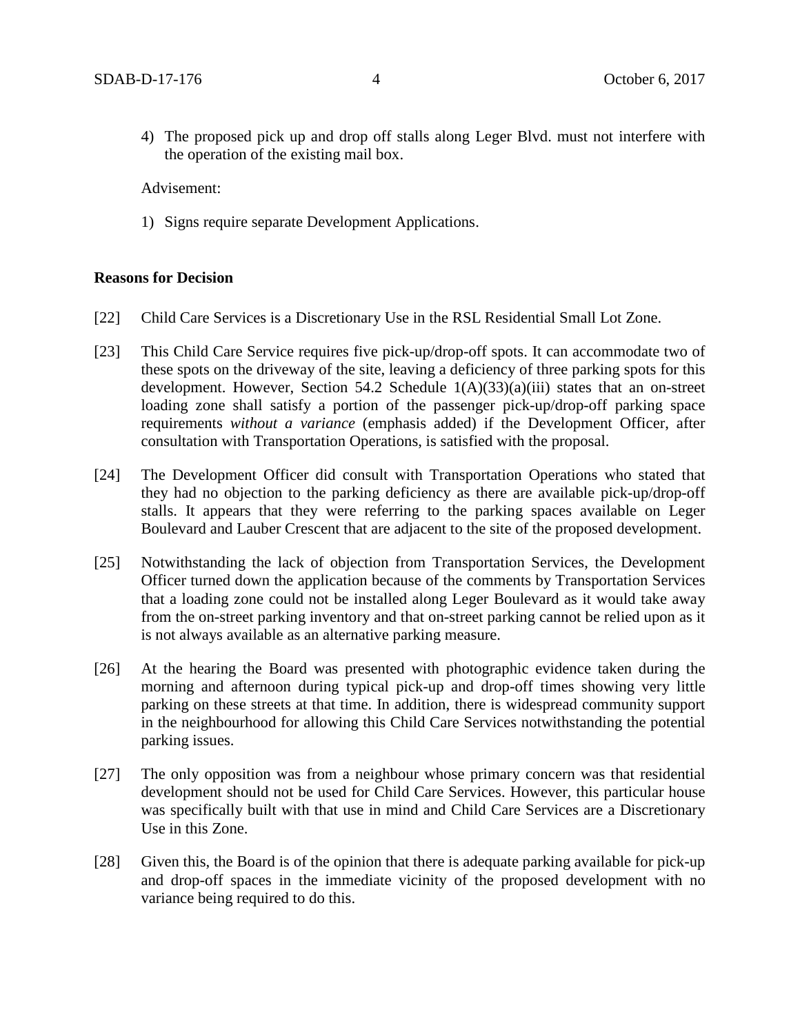4) The proposed pick up and drop off stalls along Leger Blvd. must not interfere with the operation of the existing mail box.

Advisement:

1) Signs require separate Development Applications.

**Reasons for Decision**

[22] Child Care Services is a Discretionary Use in the RSL Residential Small Lot Zone.

[23] This Child Care Service requires five pick-up/drop-off spots. It can accommodate two of these spots on the driveway of the site, leaving a deficiency of three parking spots for this development. However, Section 54.2 Schedule 1(A)(33)(a)(iii) states that an on-street loading zone shall satisfy a portion of the passenger pick-up/drop-off parking space requirements *without a variance* (emphasis added) if the Development Officer, after consultation with Transportation Operations, is satisfied with the proposal.

[24] The Development Officer did consult with Transportation Operations who stated that they had no objection to the parking deficiency as there are available pick-up/drop-off stalls. It appears that they were referring to the parking spaces available on Leger Boulevard and Lauber Crescent that are adjacent to the site of the proposed development.

[25] Notwithstanding the lack of objection from Transportation Services, the Development Officer turned down the application because of the comments by Transportation Services that a loading zone could not be installed along Leger Boulevard as it would take away from the on-street parking inventory and that on-street parking cannot be relied upon as it is not always available as an alternative parking measure.

[26] At the hearing the Board was presented with photographic evidence taken during the morning and afternoon during typical pick-up and drop-off times showing very little parking on these streets at that time. In addition, there is widespread community support in the neighbourhood for allowing this Child Care Services notwithstanding the potential parking issues.

[27] The only opposition was from a neighbour whose primary concern was that residential development should not be used for Child Care Services. However, this particular house was specifically built with that use in mind and Child Care Services are a Discretionary Use in this Zone.

[28] Given this, the Board is of the opinion that there is adequate parking available for pick-up and drop-off spaces in the immediate vicinity of the proposed development with no variance being required to do this.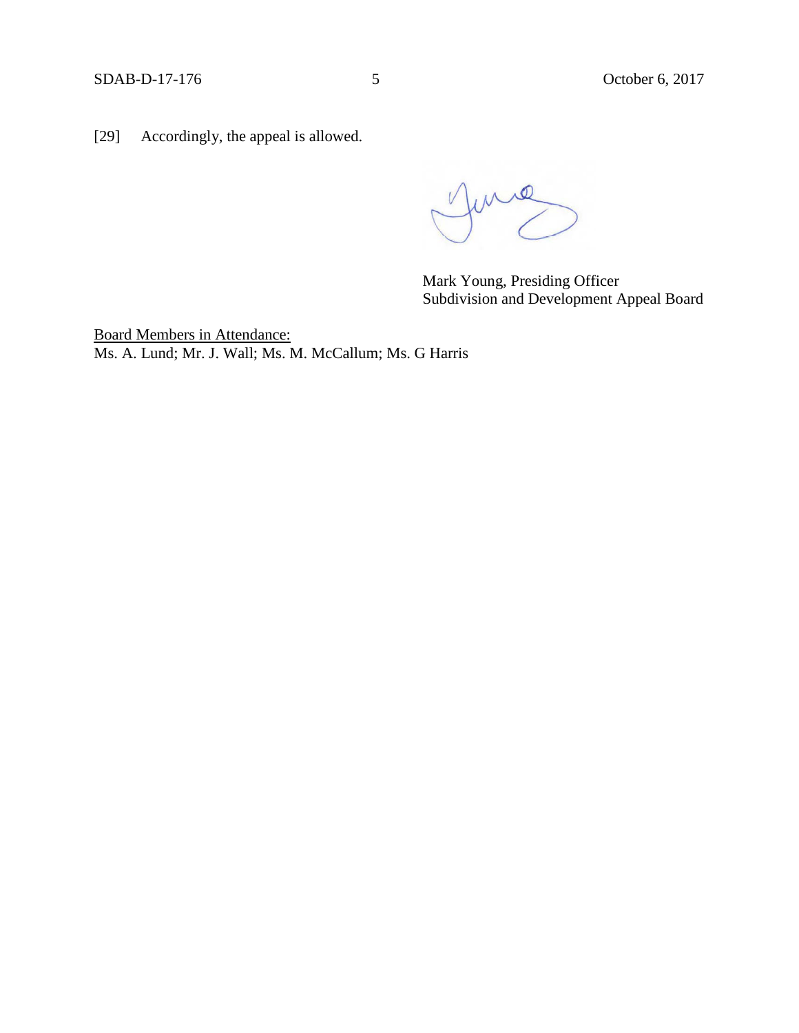[29] Accordingly, the appeal is allowed.

Mark Young, Presiding Officer
Subdivision and Development Appeal Board

<u>Board Members in Attendance:</u>
Ms. A. Lund; Mr. J. Wall; Ms. M. McCallum; Ms. G Harris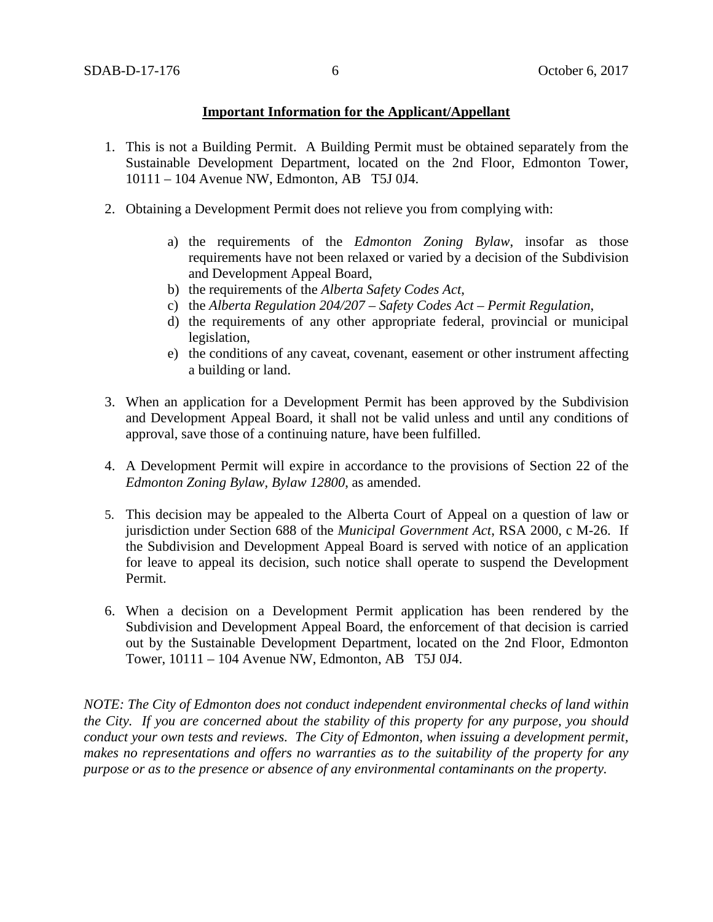**Important Information for the Applicant/Appellant**

1. This is not a Building Permit. A Building Permit must be obtained separately from the Sustainable Development Department, located on the 2nd Floor, Edmonton Tower, 10111 – 104 Avenue NW, Edmonton, AB T5J 0J4.

2. Obtaining a Development Permit does not relieve you from complying with:

    a) the requirements of the *Edmonton Zoning Bylaw*, insofar as those requirements have not been relaxed or varied by a decision of the Subdivision and Development Appeal Board,
    b) the requirements of the *Alberta Safety Codes Act*,
    c) the *Alberta Regulation 204/207 – Safety Codes Act – Permit Regulation*,
    d) the requirements of any other appropriate federal, provincial or municipal legislation,
    e) the conditions of any caveat, covenant, easement or other instrument affecting a building or land.

3. When an application for a Development Permit has been approved by the Subdivision and Development Appeal Board, it shall not be valid unless and until any conditions of approval, save those of a continuing nature, have been fulfilled.

4. A Development Permit will expire in accordance to the provisions of Section 22 of the *Edmonton Zoning Bylaw, Bylaw 12800*, as amended.

5. This decision may be appealed to the Alberta Court of Appeal on a question of law or jurisdiction under Section 688 of the *Municipal Government Act*, RSA 2000, c M-26. If the Subdivision and Development Appeal Board is served with notice of an application for leave to appeal its decision, such notice shall operate to suspend the Development Permit.

6. When a decision on a Development Permit application has been rendered by the Subdivision and Development Appeal Board, the enforcement of that decision is carried out by the Sustainable Development Department, located on the 2nd Floor, Edmonton Tower, 10111 – 104 Avenue NW, Edmonton, AB T5J 0J4.

*NOTE: The City of Edmonton does not conduct independent environmental checks of land within the City. If you are concerned about the stability of this property for any purpose, you should conduct your own tests and reviews. The City of Edmonton, when issuing a development permit, makes no representations and offers no warranties as to the suitability of the property for any purpose or as to the presence or absence of any environmental contaminants on the property.*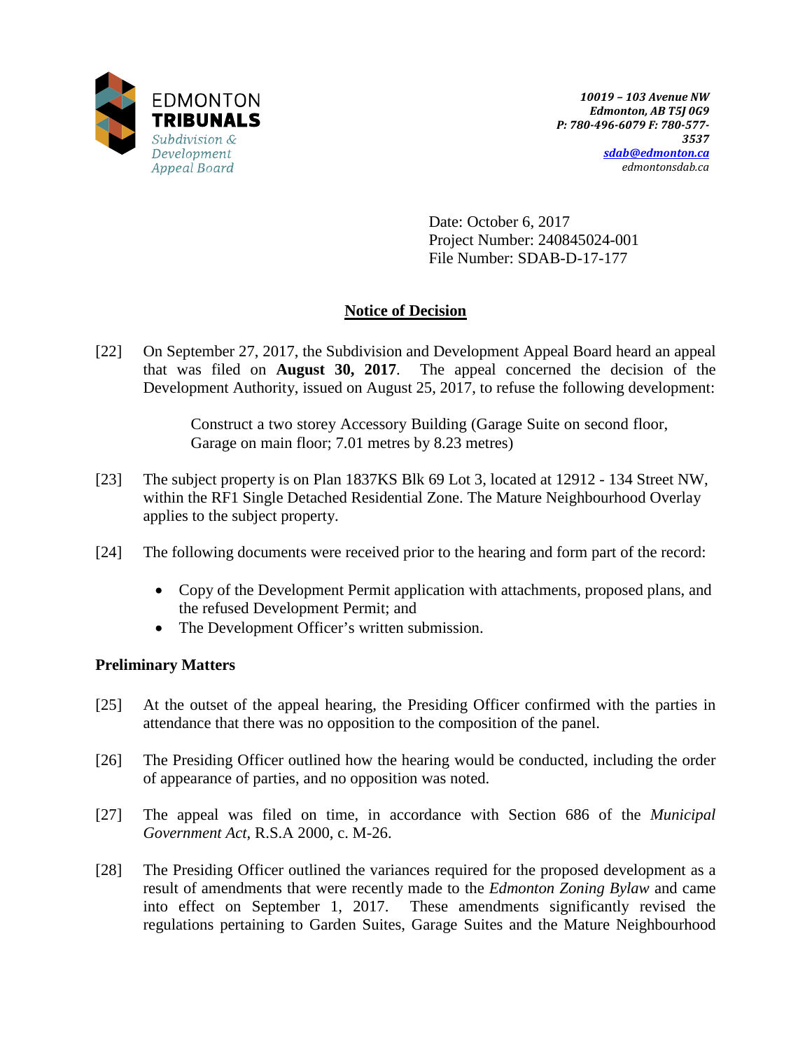**EDMONTON TRIBUNALS**
Subdivision & Development Appeal Board

*10019 – 103 Avenue NW*
*Edmonton, AB T5J 0G9*
*P: 780-496-6079 F: 780-577-3537*
*sdab@edmonton.ca*
*edmontonsdab.ca*

Date: October 6, 2017
Project Number: 240845024-001
File Number: SDAB-D-17-177

## Notice of Decision

[22] On September 27, 2017, the Subdivision and Development Appeal Board heard an appeal that was filed on **August 30, 2017**. The appeal concerned the decision of the Development Authority, issued on August 25, 2017, to refuse the following development:

> Construct a two storey Accessory Building (Garage Suite on second floor, Garage on main floor; 7.01 metres by 8.23 metres)

[23] The subject property is on Plan 1837KS Blk 69 Lot 3, located at 12912 - 134 Street NW, within the RF1 Single Detached Residential Zone. The Mature Neighbourhood Overlay applies to the subject property.

[24] The following documents were received prior to the hearing and form part of the record:

- Copy of the Development Permit application with attachments, proposed plans, and the refused Development Permit; and
- The Development Officer's written submission.

### Preliminary Matters

[25] At the outset of the appeal hearing, the Presiding Officer confirmed with the parties in attendance that there was no opposition to the composition of the panel.

[26] The Presiding Officer outlined how the hearing would be conducted, including the order of appearance of parties, and no opposition was noted.

[27] The appeal was filed on time, in accordance with Section 686 of the *Municipal Government Act*, R.S.A 2000, c. M-26.

[28] The Presiding Officer outlined the variances required for the proposed development as a result of amendments that were recently made to the *Edmonton Zoning Bylaw* and came into effect on September 1, 2017. These amendments significantly revised the regulations pertaining to Garden Suites, Garage Suites and the Mature Neighbourhood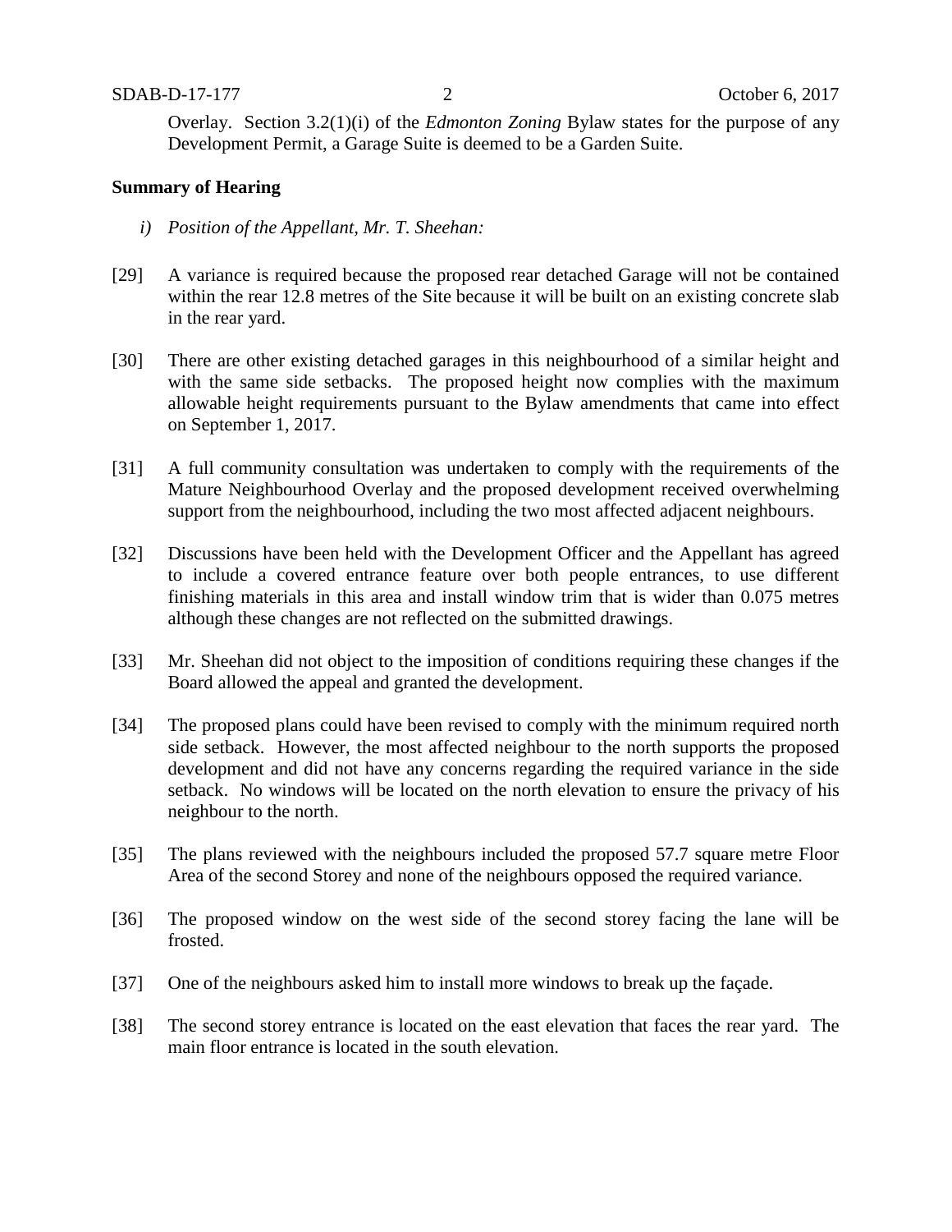Overlay. Section 3.2(1)(i) of the *Edmonton Zoning* Bylaw states for the purpose of any Development Permit, a Garage Suite is deemed to be a Garden Suite.

**Summary of Hearing**

*i) Position of the Appellant, Mr. T. Sheehan:*

[29] A variance is required because the proposed rear detached Garage will not be contained within the rear 12.8 metres of the Site because it will be built on an existing concrete slab in the rear yard.

[30] There are other existing detached garages in this neighbourhood of a similar height and with the same side setbacks. The proposed height now complies with the maximum allowable height requirements pursuant to the Bylaw amendments that came into effect on September 1, 2017.

[31] A full community consultation was undertaken to comply with the requirements of the Mature Neighbourhood Overlay and the proposed development received overwhelming support from the neighbourhood, including the two most affected adjacent neighbours.

[32] Discussions have been held with the Development Officer and the Appellant has agreed to include a covered entrance feature over both people entrances, to use different finishing materials in this area and install window trim that is wider than 0.075 metres although these changes are not reflected on the submitted drawings.

[33] Mr. Sheehan did not object to the imposition of conditions requiring these changes if the Board allowed the appeal and granted the development.

[34] The proposed plans could have been revised to comply with the minimum required north side setback. However, the most affected neighbour to the north supports the proposed development and did not have any concerns regarding the required variance in the side setback. No windows will be located on the north elevation to ensure the privacy of his neighbour to the north.

[35] The plans reviewed with the neighbours included the proposed 57.7 square metre Floor Area of the second Storey and none of the neighbours opposed the required variance.

[36] The proposed window on the west side of the second storey facing the lane will be frosted.

[37] One of the neighbours asked him to install more windows to break up the façade.

[38] The second storey entrance is located on the east elevation that faces the rear yard. The main floor entrance is located in the south elevation.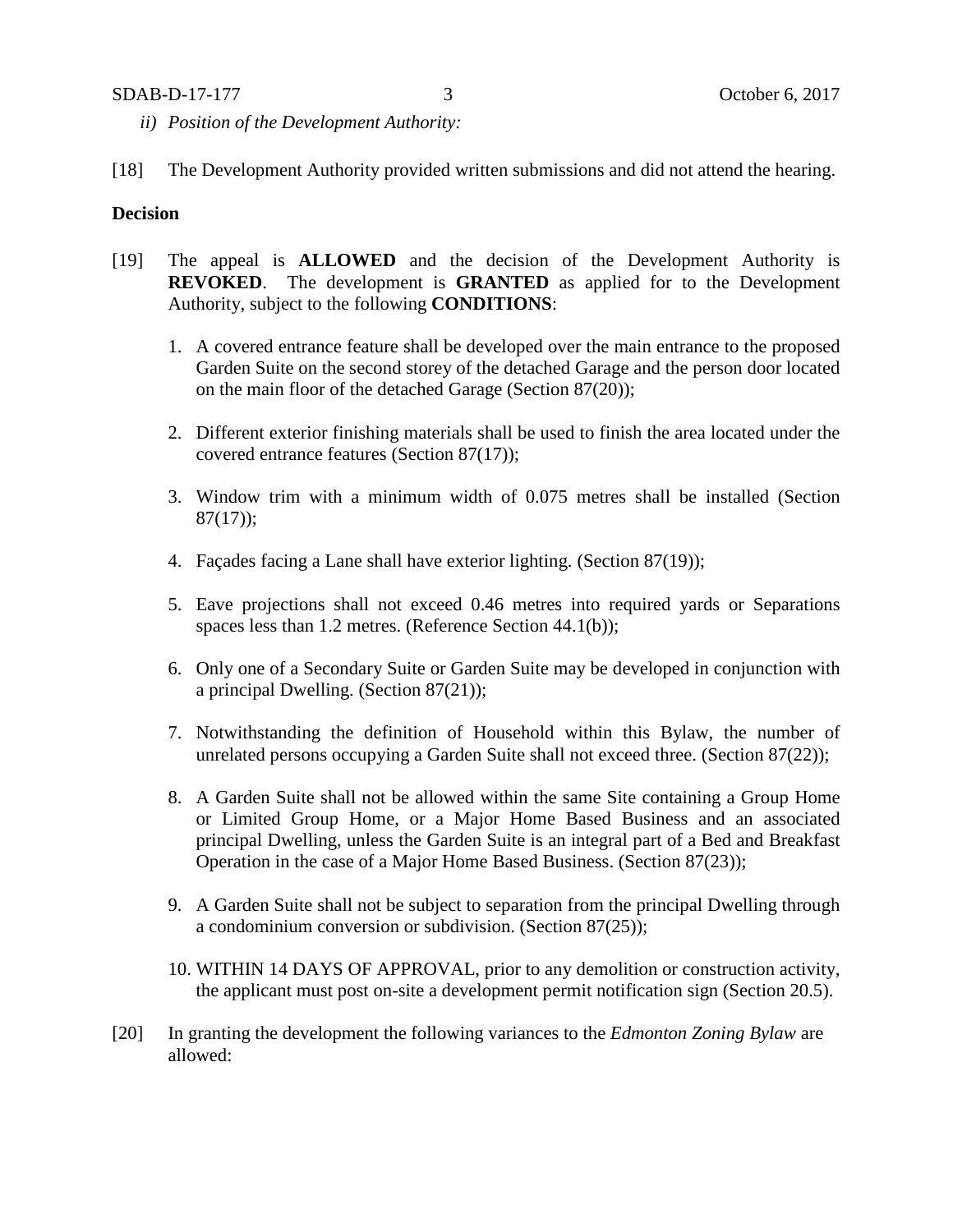*ii) Position of the Development Authority:*

[18] The Development Authority provided written submissions and did not attend the hearing.

**Decision**

[19] The appeal is **ALLOWED** and the decision of the Development Authority is **REVOKED**. The development is **GRANTED** as applied for to the Development Authority, subject to the following **CONDITIONS**:

1. A covered entrance feature shall be developed over the main entrance to the proposed Garden Suite on the second storey of the detached Garage and the person door located on the main floor of the detached Garage (Section 87(20));

2. Different exterior finishing materials shall be used to finish the area located under the covered entrance features (Section 87(17));

3. Window trim with a minimum width of 0.075 metres shall be installed (Section 87(17));

4. Façades facing a Lane shall have exterior lighting. (Section 87(19));

5. Eave projections shall not exceed 0.46 metres into required yards or Separations spaces less than 1.2 metres. (Reference Section 44.1(b));

6. Only one of a Secondary Suite or Garden Suite may be developed in conjunction with a principal Dwelling. (Section 87(21));

7. Notwithstanding the definition of Household within this Bylaw, the number of unrelated persons occupying a Garden Suite shall not exceed three. (Section 87(22));

8. A Garden Suite shall not be allowed within the same Site containing a Group Home or Limited Group Home, or a Major Home Based Business and an associated principal Dwelling, unless the Garden Suite is an integral part of a Bed and Breakfast Operation in the case of a Major Home Based Business. (Section 87(23));

9. A Garden Suite shall not be subject to separation from the principal Dwelling through a condominium conversion or subdivision. (Section 87(25));

10. WITHIN 14 DAYS OF APPROVAL, prior to any demolition or construction activity, the applicant must post on-site a development permit notification sign (Section 20.5).

[20] In granting the development the following variances to the *Edmonton Zoning Bylaw* are allowed: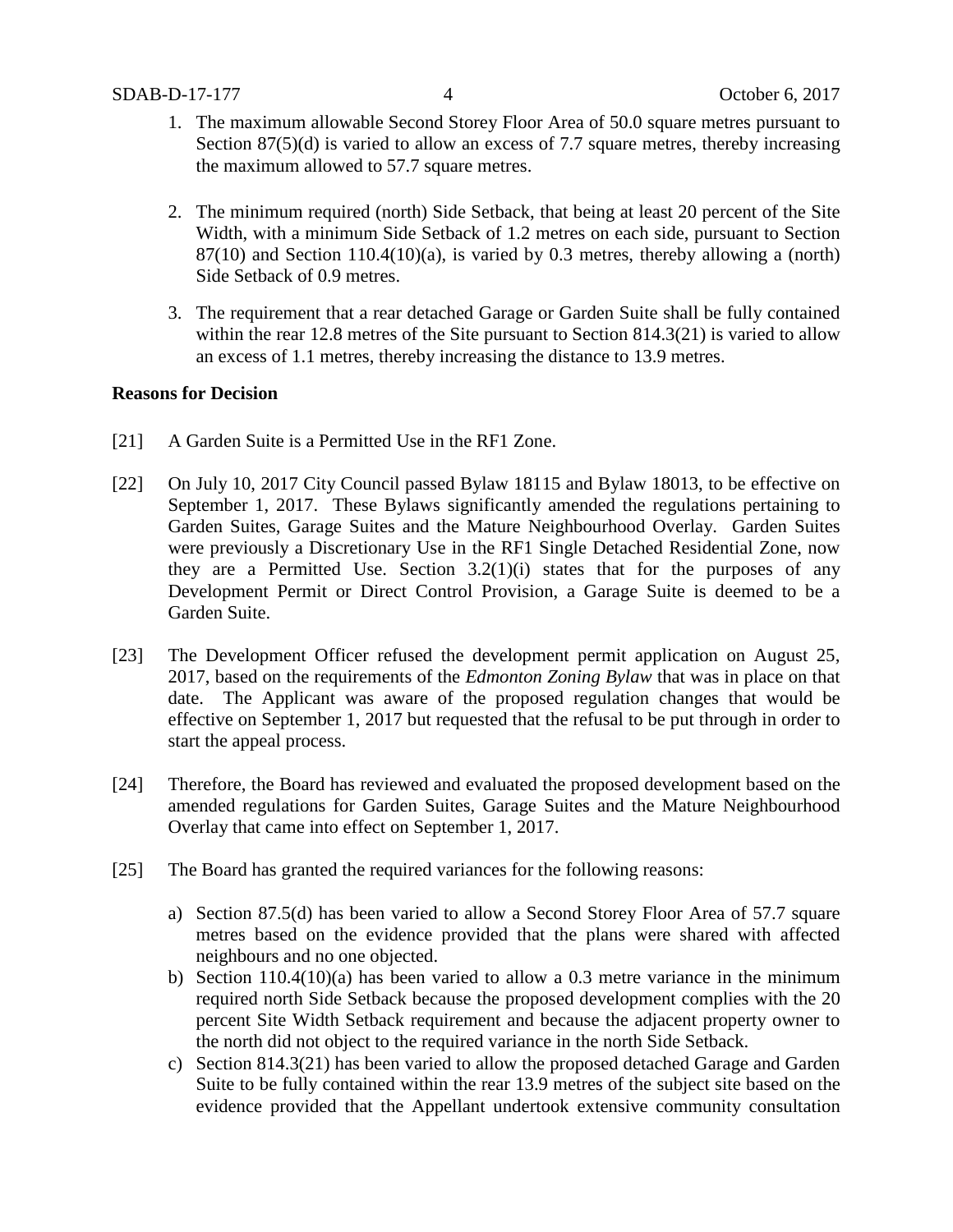1. The maximum allowable Second Storey Floor Area of 50.0 square metres pursuant to Section 87(5)(d) is varied to allow an excess of 7.7 square metres, thereby increasing the maximum allowed to 57.7 square metres.

2. The minimum required (north) Side Setback, that being at least 20 percent of the Site Width, with a minimum Side Setback of 1.2 metres on each side, pursuant to Section 87(10) and Section 110.4(10)(a), is varied by 0.3 metres, thereby allowing a (north) Side Setback of 0.9 metres.

3. The requirement that a rear detached Garage or Garden Suite shall be fully contained within the rear 12.8 metres of the Site pursuant to Section 814.3(21) is varied to allow an excess of 1.1 metres, thereby increasing the distance to 13.9 metres.

**Reasons for Decision**

[21] A Garden Suite is a Permitted Use in the RF1 Zone.

[22] On July 10, 2017 City Council passed Bylaw 18115 and Bylaw 18013, to be effective on September 1, 2017. These Bylaws significantly amended the regulations pertaining to Garden Suites, Garage Suites and the Mature Neighbourhood Overlay. Garden Suites were previously a Discretionary Use in the RF1 Single Detached Residential Zone, now they are a Permitted Use. Section 3.2(1)(i) states that for the purposes of any Development Permit or Direct Control Provision, a Garage Suite is deemed to be a Garden Suite.

[23] The Development Officer refused the development permit application on August 25, 2017, based on the requirements of the *Edmonton Zoning Bylaw* that was in place on that date. The Applicant was aware of the proposed regulation changes that would be effective on September 1, 2017 but requested that the refusal to be put through in order to start the appeal process.

[24] Therefore, the Board has reviewed and evaluated the proposed development based on the amended regulations for Garden Suites, Garage Suites and the Mature Neighbourhood Overlay that came into effect on September 1, 2017.

[25] The Board has granted the required variances for the following reasons:

a) Section 87.5(d) has been varied to allow a Second Storey Floor Area of 57.7 square metres based on the evidence provided that the plans were shared with affected neighbours and no one objected.
b) Section 110.4(10)(a) has been varied to allow a 0.3 metre variance in the minimum required north Side Setback because the proposed development complies with the 20 percent Site Width Setback requirement and because the adjacent property owner to the north did not object to the required variance in the north Side Setback.
c) Section 814.3(21) has been varied to allow the proposed detached Garage and Garden Suite to be fully contained within the rear 13.9 metres of the subject site based on the evidence provided that the Appellant undertook extensive community consultation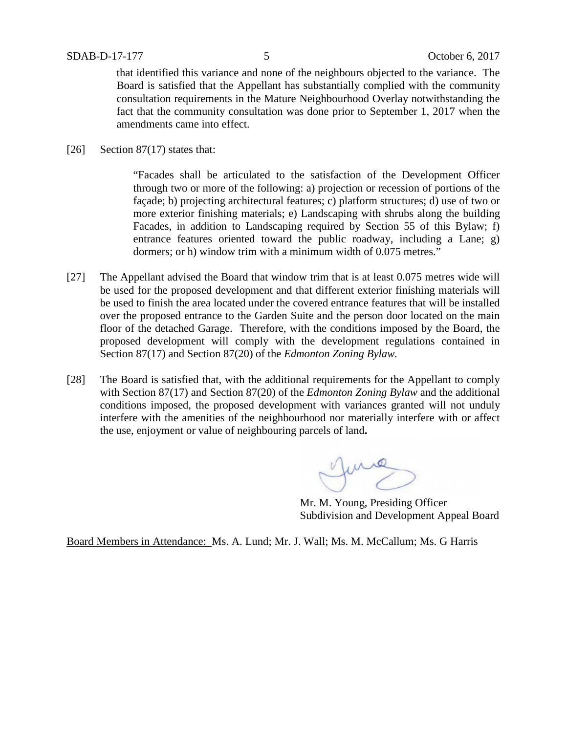that identified this variance and none of the neighbours objected to the variance. The Board is satisfied that the Appellant has substantially complied with the community consultation requirements in the Mature Neighbourhood Overlay notwithstanding the fact that the community consultation was done prior to September 1, 2017 when the amendments came into effect.

[26] Section 87(17) states that:

> "Facades shall be articulated to the satisfaction of the Development Officer through two or more of the following: a) projection or recession of portions of the façade; b) projecting architectural features; c) platform structures; d) use of two or more exterior finishing materials; e) Landscaping with shrubs along the building Facades, in addition to Landscaping required by Section 55 of this Bylaw; f) entrance features oriented toward the public roadway, including a Lane; g) dormers; or h) window trim with a minimum width of 0.075 metres."

[27] The Appellant advised the Board that window trim that is at least 0.075 metres wide will be used for the proposed development and that different exterior finishing materials will be used to finish the area located under the covered entrance features that will be installed over the proposed entrance to the Garden Suite and the person door located on the main floor of the detached Garage. Therefore, with the conditions imposed by the Board, the proposed development will comply with the development regulations contained in Section 87(17) and Section 87(20) of the *Edmonton Zoning Bylaw.*

[28] The Board is satisfied that, with the additional requirements for the Appellant to comply with Section 87(17) and Section 87(20) of the *Edmonton Zoning Bylaw* and the additional conditions imposed, the proposed development with variances granted will not unduly interfere with the amenities of the neighbourhood nor materially interfere with or affect the use, enjoyment or value of neighbouring parcels of land**.**

Mr. M. Young, Presiding Officer
Subdivision and Development Appeal Board

Board Members in Attendance: Ms. A. Lund; Mr. J. Wall; Ms. M. McCallum; Ms. G Harris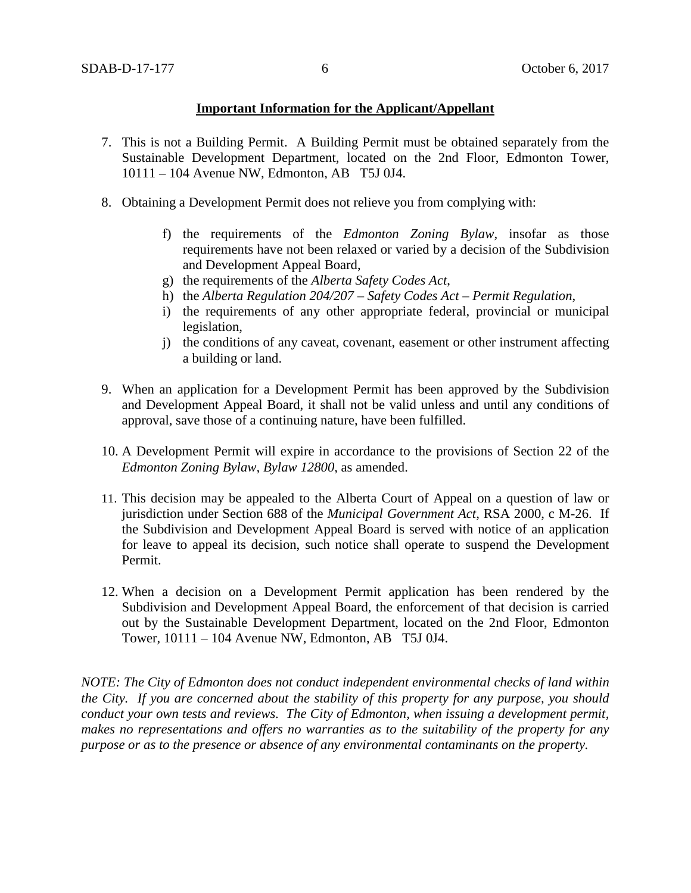**Important Information for the Applicant/Appellant**

7. This is not a Building Permit. A Building Permit must be obtained separately from the Sustainable Development Department, located on the 2nd Floor, Edmonton Tower, 10111 – 104 Avenue NW, Edmonton, AB T5J 0J4.

8. Obtaining a Development Permit does not relieve you from complying with:

   f) the requirements of the *Edmonton Zoning Bylaw*, insofar as those requirements have not been relaxed or varied by a decision of the Subdivision and Development Appeal Board,
   g) the requirements of the *Alberta Safety Codes Act*,
   h) the *Alberta Regulation 204/207 – Safety Codes Act – Permit Regulation*,
   i) the requirements of any other appropriate federal, provincial or municipal legislation,
   j) the conditions of any caveat, covenant, easement or other instrument affecting a building or land.

9. When an application for a Development Permit has been approved by the Subdivision and Development Appeal Board, it shall not be valid unless and until any conditions of approval, save those of a continuing nature, have been fulfilled.

10. A Development Permit will expire in accordance to the provisions of Section 22 of the *Edmonton Zoning Bylaw, Bylaw 12800*, as amended.

11. This decision may be appealed to the Alberta Court of Appeal on a question of law or jurisdiction under Section 688 of the *Municipal Government Act*, RSA 2000, c M-26. If the Subdivision and Development Appeal Board is served with notice of an application for leave to appeal its decision, such notice shall operate to suspend the Development Permit.

12. When a decision on a Development Permit application has been rendered by the Subdivision and Development Appeal Board, the enforcement of that decision is carried out by the Sustainable Development Department, located on the 2nd Floor, Edmonton Tower, 10111 – 104 Avenue NW, Edmonton, AB T5J 0J4.

*NOTE: The City of Edmonton does not conduct independent environmental checks of land within the City. If you are concerned about the stability of this property for any purpose, you should conduct your own tests and reviews. The City of Edmonton, when issuing a development permit, makes no representations and offers no warranties as to the suitability of the property for any purpose or as to the presence or absence of any environmental contaminants on the property.*